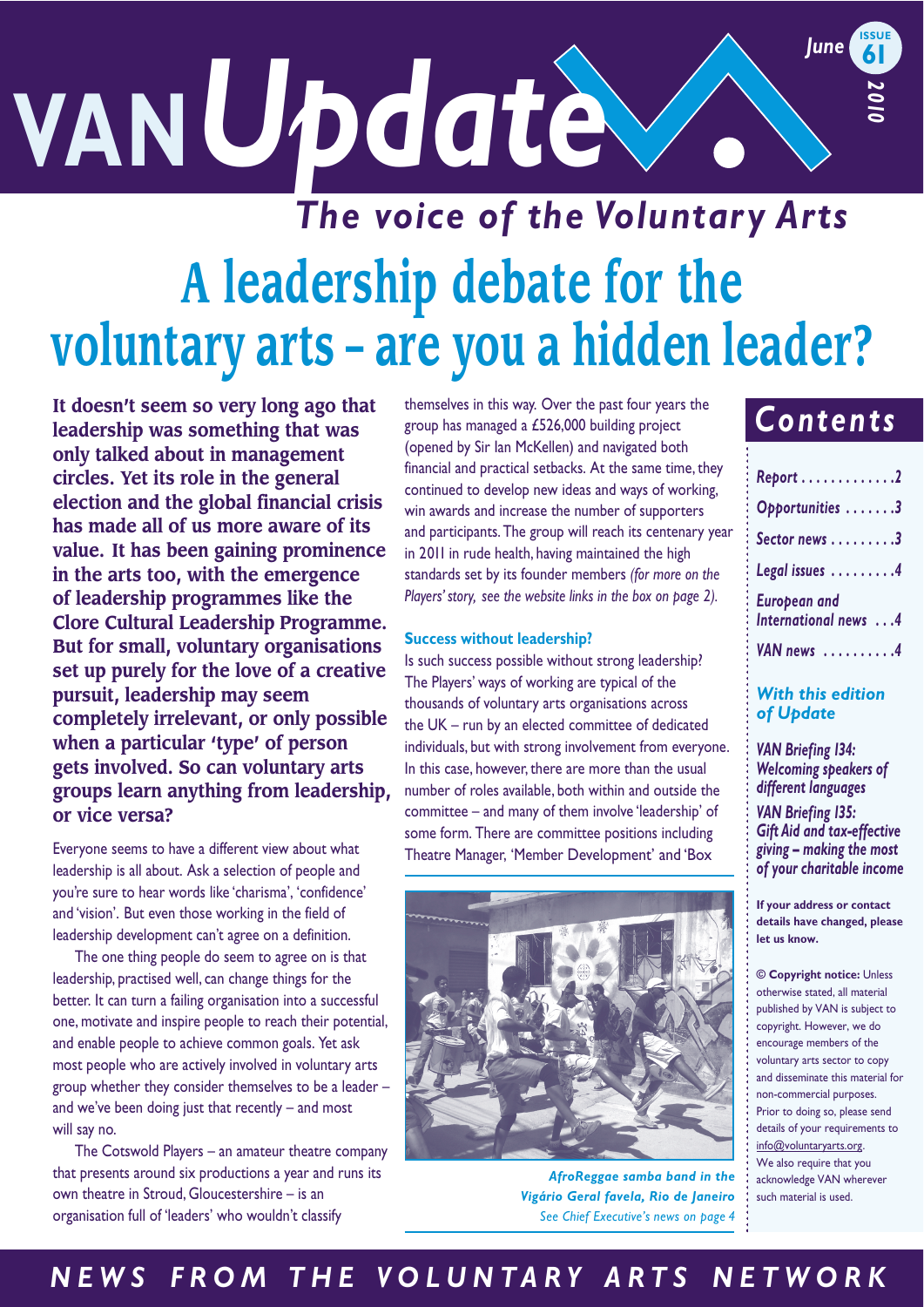# VAN Update

*The voice of the Voluntary Arts*

June 2010 — ISSUE 61

# A leadership debate for the voluntary arts – are you a hidden leader?

**It doesn't seem so very long ago that leadership was something that was only talked about in management circles. Yet its role in the general election and the global financial crisis has made all of us more aware of its value. It has been gaining prominence in the arts too, with the emergence of leadership programmes like the Clore Cultural Leadership Programme. But for small, voluntary organisations set up purely for the love of a creative pursuit, leadership may seem completely irrelevant, or only possible when a particular 'type' of person gets involved. So can voluntary arts groups learn anything from leadership, or vice versa?**

Everyone seems to have a different view about what leadership is all about. Ask a selection of people and you're sure to hear words like 'charisma', 'confidence' and 'vision'. But even those working in the field of leadership development can't agree on a definition.

The one thing people do seem to agree on is that leadership, practised well, can change things for the better. It can turn a failing organisation into a successful one, motivate and inspire people to reach their potential, and enable people to achieve common goals. Yet ask most people who are actively involved in voluntary arts group whether they consider themselves to be a leader – and we've been doing just that recently – and most will say no.

The Cotswold Players – an amateur theatre company that presents around six productions a year and runs its own theatre in Stroud, Gloucestershire – is an organisation full of 'leaders' who wouldn't classify themselves in this way. Over the past four years the group has managed a £526,000 building project (opened by Sir Ian McKellen) and navigated both financial and practical setbacks. At the same time, they continued to develop new ideas and ways of working, win awards and increase the number of supporters and participants. The group will reach its centenary year in 2011 in rude health, having maintained the high standards set by its founder members *(for more on the Players' story, see the website links in the box on page 2).*

### Success without leadership?

Is such success possible without strong leadership? The Players' ways of working are typical of the thousands of voluntary arts organisations across the UK – run by an elected committee of dedicated individuals, but with strong involvement from everyone. In this case, however, there are more than the usual number of roles available, both within and outside the committee – and many of them involve 'leadership' of some form. There are committee positions including Theatre Manager, 'Member Development' and 'Box

*AfroReggae samba band in the Vigário Geral favela, Rio de Janeiro*
*See Chief Executive's news on page 4*

## Contents

- *Report* ............ 2
- *Opportunities* ....... 3
- *Sector news* ......... 3
- *Legal issues* ......... 4
- *European and International news* ... 4
- *VAN news* .......... 4

### *With this edition of Update*

*VAN Briefing 134: Welcoming speakers of different languages*

*VAN Briefing 135: Gift Aid and tax-effective giving – making the most of your charitable income*

**If your address or contact details have changed, please let us know.**

**© Copyright notice:** Unless otherwise stated, all material published by VAN is subject to copyright. However, we do encourage members of the voluntary arts sector to copy and disseminate this material for non-commercial purposes. Prior to doing so, please send details of your requirements to info@voluntaryarts.org. We also require that you acknowledge VAN wherever such material is used.

**NEWS FROM THE VOLUNTARY ARTS NETWORK**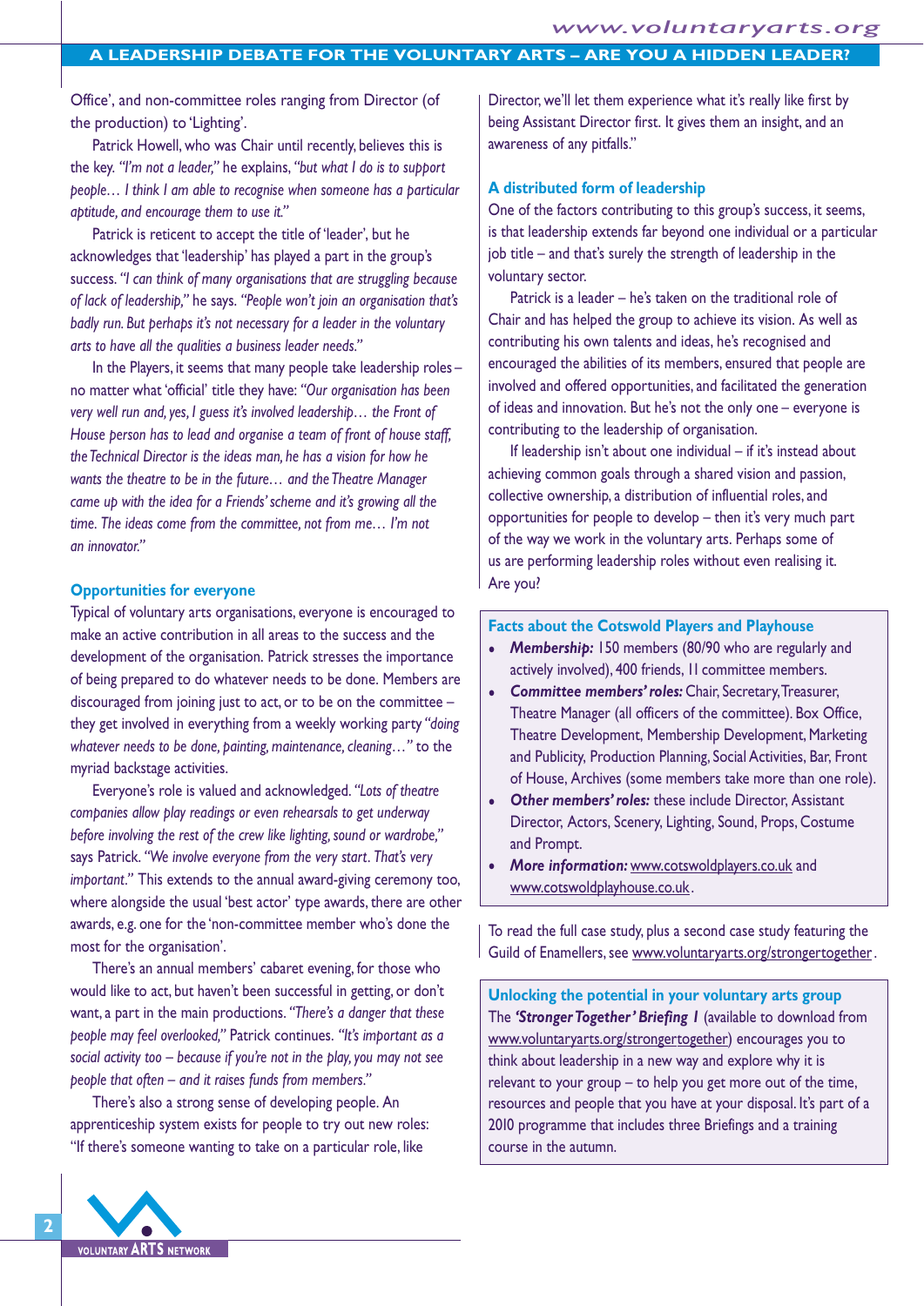Office', and non-committee roles ranging from Director (of the production) to 'Lighting'.

Patrick Howell, who was Chair until recently, believes this is the key. *"I'm not a leader,"* he explains, *"but what I do is to support people… I think I am able to recognise when someone has a particular aptitude, and encourage them to use it."*

Patrick is reticent to accept the title of 'leader', but he acknowledges that 'leadership' has played a part in the group's success. *"I can think of many organisations that are struggling because of lack of leadership,"* he says. *"People won't join an organisation that's badly run. But perhaps it's not necessary for a leader in the voluntary arts to have all the qualities a business leader needs."*

In the Players, it seems that many people take leadership roles – no matter what 'official' title they have: *"Our organisation has been very well run and, yes, I guess it's involved leadership… the Front of House person has to lead and organise a team of front of house staff, the Technical Director is the ideas man, he has a vision for how he wants the theatre to be in the future… and the Theatre Manager came up with the idea for a Friends' scheme and it's growing all the time. The ideas come from the committee, not from me… I'm not an innovator."*

### Opportunities for everyone

Typical of voluntary arts organisations, everyone is encouraged to make an active contribution in all areas to the success and the development of the organisation. Patrick stresses the importance of being prepared to do whatever needs to be done. Members are discouraged from joining just to act, or to be on the committee – they get involved in everything from a weekly working party *"doing whatever needs to be done, painting, maintenance, cleaning…"* to the myriad backstage activities.

Everyone's role is valued and acknowledged. *"Lots of theatre companies allow play readings or even rehearsals to get underway before involving the rest of the crew like lighting, sound or wardrobe,"* says Patrick. *"We involve everyone from the very start. That's very important."* This extends to the annual award-giving ceremony too, where alongside the usual 'best actor' type awards, there are other awards, e.g. one for the 'non-committee member who's done the most for the organisation'.

There's an annual members' cabaret evening, for those who would like to act, but haven't been successful in getting, or don't want, a part in the main productions. *"There's a danger that these people may feel overlooked,"* Patrick continues. *"It's important as a social activity too – because if you're not in the play, you may not see people that often – and it raises funds from members."*

There's also a strong sense of developing people. An apprenticeship system exists for people to try out new roles: "If there's someone wanting to take on a particular role, like Director, we'll let them experience what it's really like first by being Assistant Director first. It gives them an insight, and an awareness of any pitfalls."

### A distributed form of leadership

One of the factors contributing to this group's success, it seems, is that leadership extends far beyond one individual or a particular job title – and that's surely the strength of leadership in the voluntary sector.

Patrick is a leader – he's taken on the traditional role of Chair and has helped the group to achieve its vision. As well as contributing his own talents and ideas, he's recognised and encouraged the abilities of its members, ensured that people are involved and offered opportunities, and facilitated the generation of ideas and innovation. But he's not the only one – everyone is contributing to the leadership of organisation.

If leadership isn't about one individual – if it's instead about achieving common goals through a shared vision and passion, collective ownership, a distribution of influential roles, and opportunities for people to develop – then it's very much part of the way we work in the voluntary arts. Perhaps some of us are performing leadership roles without even realising it. Are you?

### Facts about the Cotswold Players and Playhouse

- ***Membership:*** 150 members (80/90 who are regularly and actively involved), 400 friends, 11 committee members.
- ***Committee members' roles:*** Chair, Secretary, Treasurer, Theatre Manager (all officers of the committee). Box Office, Theatre Development, Membership Development, Marketing and Publicity, Production Planning, Social Activities, Bar, Front of House, Archives (some members take more than one role).
- ***Other members' roles:*** these include Director, Assistant Director, Actors, Scenery, Lighting, Sound, Props, Costume and Prompt.
- ***More information:*** www.cotswoldplayers.co.uk and www.cotswoldplayhouse.co.uk.

To read the full case study, plus a second case study featuring the Guild of Enamellers, see www.voluntaryarts.org/strongertogether.

### Unlocking the potential in your voluntary arts group

The ***'Stronger Together' Briefing 1*** (available to download from www.voluntaryarts.org/strongertogether) encourages you to think about leadership in a new way and explore why it is relevant to your group – to help you get more out of the time, resources and people that you have at your disposal. It's part of a 2010 programme that includes three Briefings and a training course in the autumn.